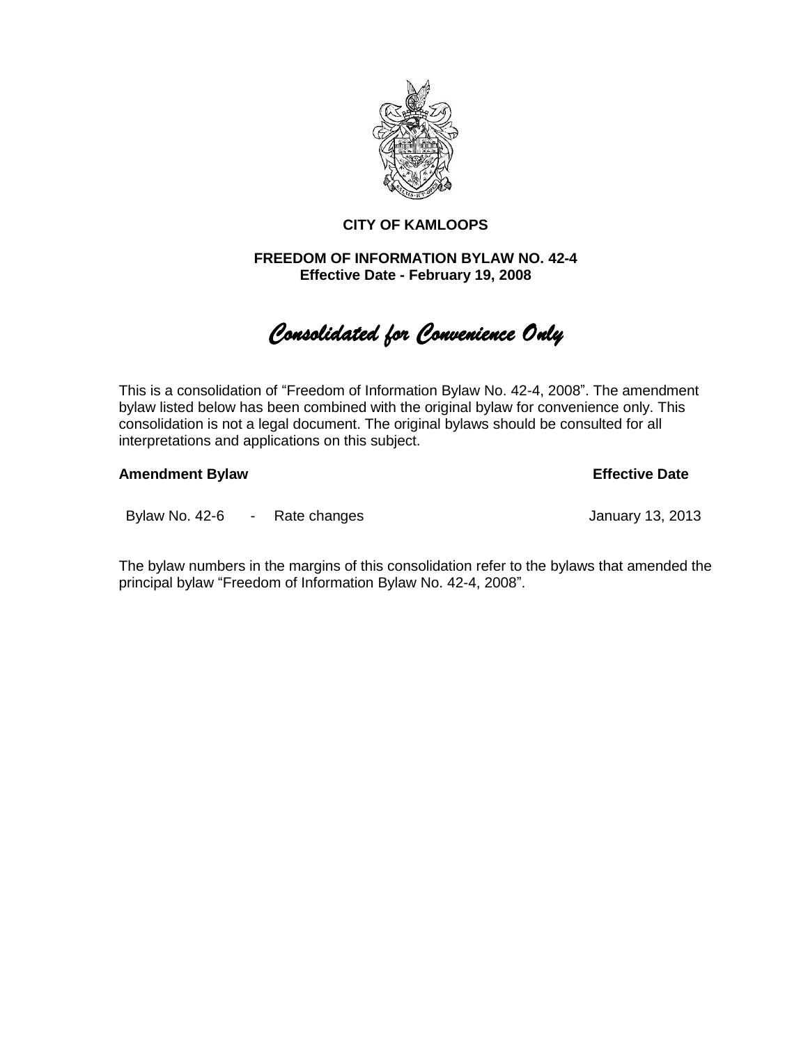**CITY OF KAMLOOPS**

**FREEDOM OF INFORMATION BYLAW NO. 42-4**
**Effective Date - February 19, 2008**

*Consolidated for Convenience Only*

This is a consolidation of "Freedom of Information Bylaw No. 42-4, 2008". The amendment bylaw listed below has been combined with the original bylaw for convenience only. This consolidation is not a legal document. The original bylaws should be consulted for all interpretations and applications on this subject.

| **Amendment Bylaw** | | | **Effective Date** |
|---|---|---|---|
| Bylaw No. 42-6 | - | Rate changes | January 13, 2013 |

The bylaw numbers in the margins of this consolidation refer to the bylaws that amended the principal bylaw "Freedom of Information Bylaw No. 42-4, 2008".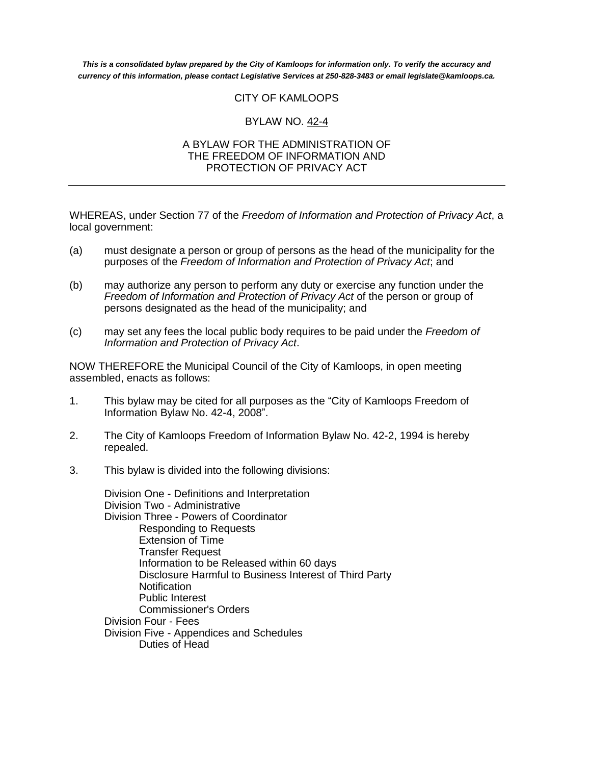***This is a consolidated bylaw prepared by the City of Kamloops for information only. To verify the accuracy and currency of this information, please contact Legislative Services at 250-828-3483 or email legislate@kamloops.ca.***

CITY OF KAMLOOPS

BYLAW NO. 42-4

A BYLAW FOR THE ADMINISTRATION OF THE FREEDOM OF INFORMATION AND PROTECTION OF PRIVACY ACT

---

WHEREAS, under Section 77 of the *Freedom of Information and Protection of Privacy Act*, a local government:

(a) must designate a person or group of persons as the head of the municipality for the purposes of the *Freedom of Information and Protection of Privacy Act*; and

(b) may authorize any person to perform any duty or exercise any function under the *Freedom of Information and Protection of Privacy Act* of the person or group of persons designated as the head of the municipality; and

(c) may set any fees the local public body requires to be paid under the *Freedom of Information and Protection of Privacy Act*.

NOW THEREFORE the Municipal Council of the City of Kamloops, in open meeting assembled, enacts as follows:

1. This bylaw may be cited for all purposes as the "City of Kamloops Freedom of Information Bylaw No. 42-4, 2008".

2. The City of Kamloops Freedom of Information Bylaw No. 42-2, 1994 is hereby repealed.

3. This bylaw is divided into the following divisions:

   Division One - Definitions and Interpretation
   Division Two - Administrative
   Division Three - Powers of Coordinator
      Responding to Requests
      Extension of Time
      Transfer Request
      Information to be Released within 60 days
      Disclosure Harmful to Business Interest of Third Party
      Notification
      Public Interest
      Commissioner's Orders
   Division Four - Fees
   Division Five - Appendices and Schedules
      Duties of Head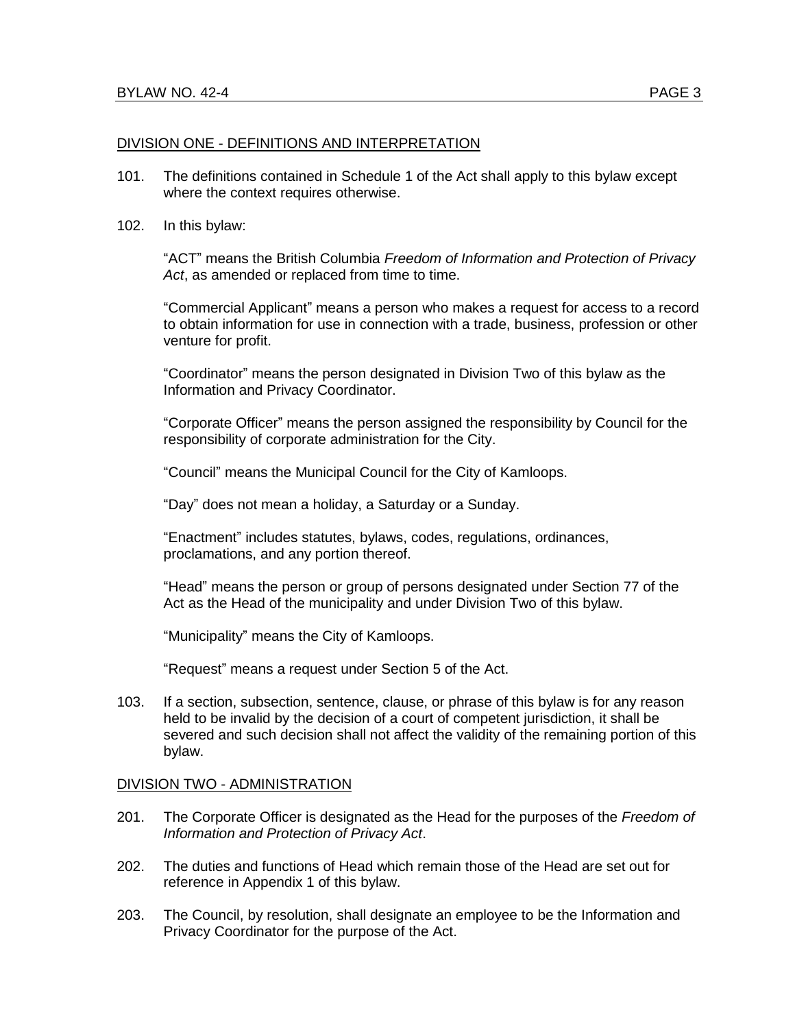## DIVISION ONE - DEFINITIONS AND INTERPRETATION

101. The definitions contained in Schedule 1 of the Act shall apply to this bylaw except where the context requires otherwise.

102. In this bylaw:

“ACT” means the British Columbia *Freedom of Information and Protection of Privacy Act*, as amended or replaced from time to time.

“Commercial Applicant” means a person who makes a request for access to a record to obtain information for use in connection with a trade, business, profession or other venture for profit.

“Coordinator” means the person designated in Division Two of this bylaw as the Information and Privacy Coordinator.

“Corporate Officer” means the person assigned the responsibility by Council for the responsibility of corporate administration for the City.

“Council” means the Municipal Council for the City of Kamloops.

“Day” does not mean a holiday, a Saturday or a Sunday.

“Enactment” includes statutes, bylaws, codes, regulations, ordinances, proclamations, and any portion thereof.

“Head” means the person or group of persons designated under Section 77 of the Act as the Head of the municipality and under Division Two of this bylaw.

“Municipality” means the City of Kamloops.

“Request” means a request under Section 5 of the Act.

103. If a section, subsection, sentence, clause, or phrase of this bylaw is for any reason held to be invalid by the decision of a court of competent jurisdiction, it shall be severed and such decision shall not affect the validity of the remaining portion of this bylaw.

## DIVISION TWO - ADMINISTRATION

201. The Corporate Officer is designated as the Head for the purposes of the *Freedom of Information and Protection of Privacy Act*.

202. The duties and functions of Head which remain those of the Head are set out for reference in Appendix 1 of this bylaw.

203. The Council, by resolution, shall designate an employee to be the Information and Privacy Coordinator for the purpose of the Act.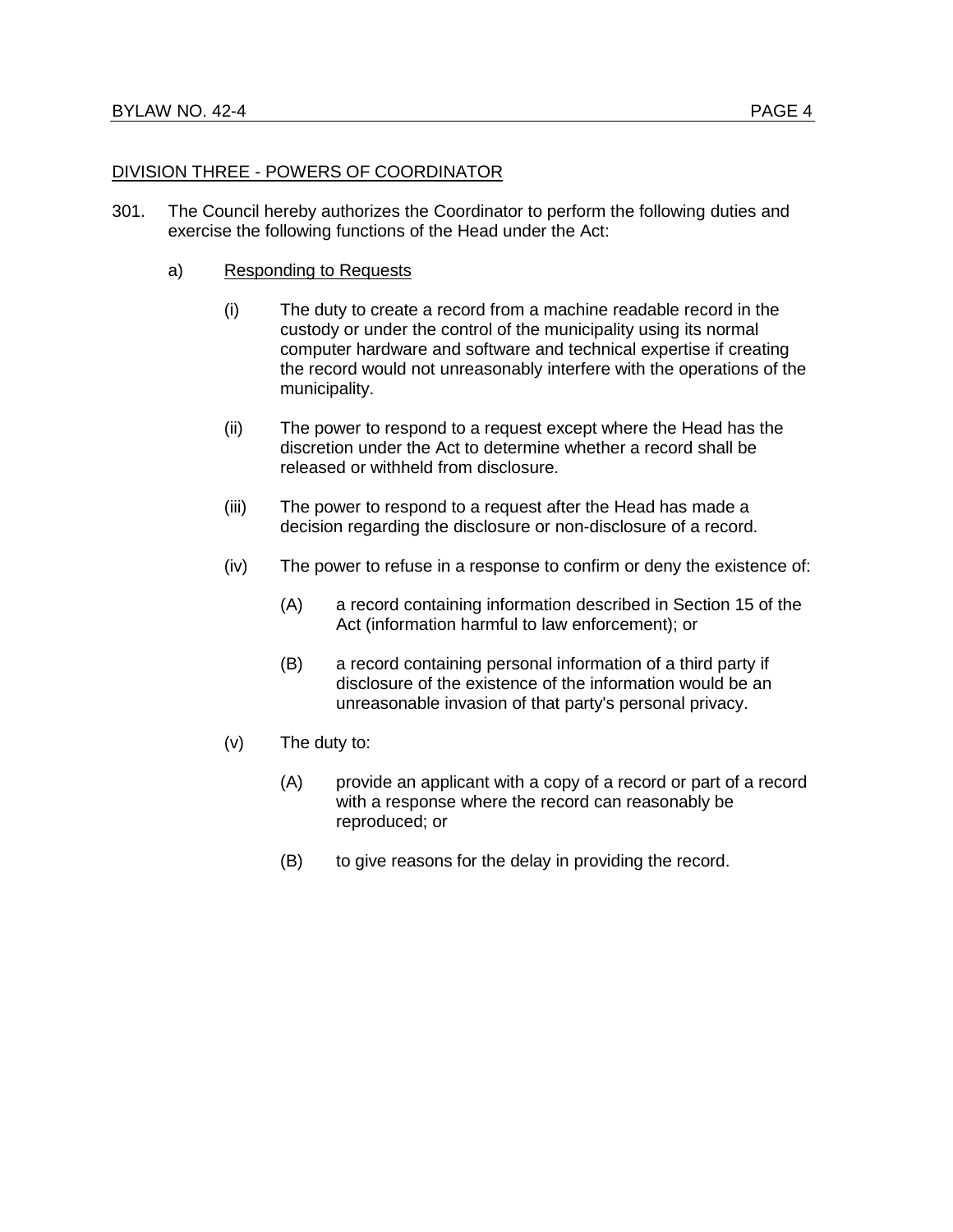## DIVISION THREE - POWERS OF COORDINATOR

301. The Council hereby authorizes the Coordinator to perform the following duties and exercise the following functions of the Head under the Act:

   a) Responding to Requests

      (i) The duty to create a record from a machine readable record in the custody or under the control of the municipality using its normal computer hardware and software and technical expertise if creating the record would not unreasonably interfere with the operations of the municipality.

      (ii) The power to respond to a request except where the Head has the discretion under the Act to determine whether a record shall be released or withheld from disclosure.

      (iii) The power to respond to a request after the Head has made a decision regarding the disclosure or non-disclosure of a record.

      (iv) The power to refuse in a response to confirm or deny the existence of:

         (A) a record containing information described in Section 15 of the Act (information harmful to law enforcement); or

         (B) a record containing personal information of a third party if disclosure of the existence of the information would be an unreasonable invasion of that party's personal privacy.

      (v) The duty to:

         (A) provide an applicant with a copy of a record or part of a record with a response where the record can reasonably be reproduced; or

         (B) to give reasons for the delay in providing the record.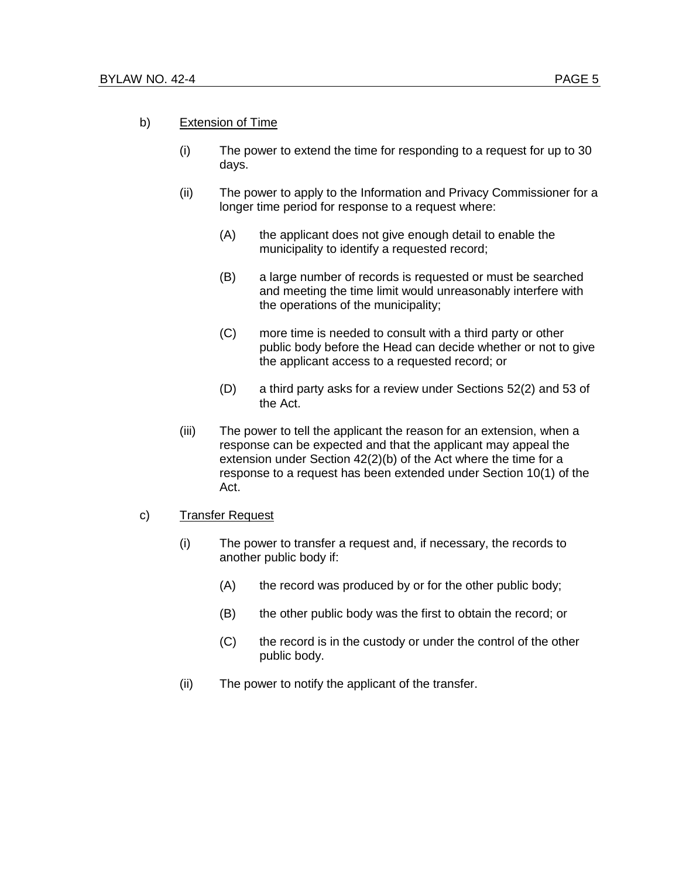b) <u>Extension of Time</u>

(i) The power to extend the time for responding to a request for up to 30 days.

(ii) The power to apply to the Information and Privacy Commissioner for a longer time period for response to a request where:

(A) the applicant does not give enough detail to enable the municipality to identify a requested record;

(B) a large number of records is requested or must be searched and meeting the time limit would unreasonably interfere with the operations of the municipality;

(C) more time is needed to consult with a third party or other public body before the Head can decide whether or not to give the applicant access to a requested record; or

(D) a third party asks for a review under Sections 52(2) and 53 of the Act.

(iii) The power to tell the applicant the reason for an extension, when a response can be expected and that the applicant may appeal the extension under Section 42(2)(b) of the Act where the time for a response to a request has been extended under Section 10(1) of the Act.

c) <u>Transfer Request</u>

(i) The power to transfer a request and, if necessary, the records to another public body if:

(A) the record was produced by or for the other public body;

(B) the other public body was the first to obtain the record; or

(C) the record is in the custody or under the control of the other public body.

(ii) The power to notify the applicant of the transfer.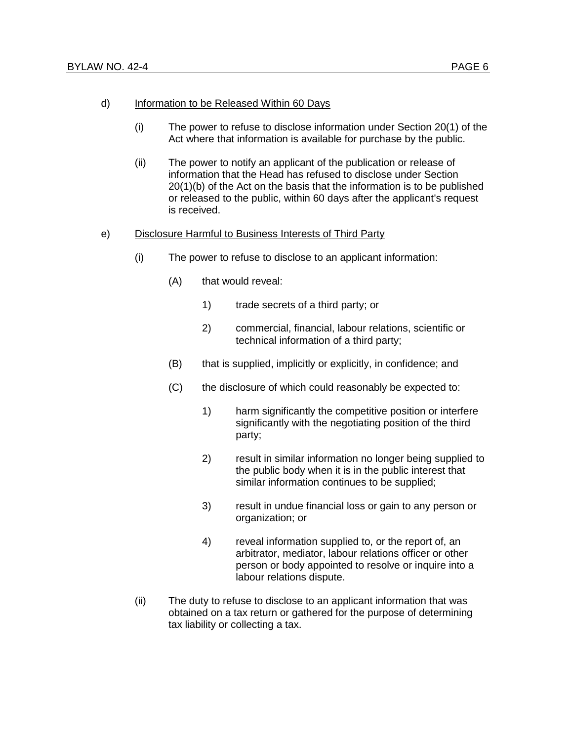d) Information to be Released Within 60 Days

(i) The power to refuse to disclose information under Section 20(1) of the Act where that information is available for purchase by the public.

(ii) The power to notify an applicant of the publication or release of information that the Head has refused to disclose under Section 20(1)(b) of the Act on the basis that the information is to be published or released to the public, within 60 days after the applicant's request is received.

e) Disclosure Harmful to Business Interests of Third Party

(i) The power to refuse to disclose to an applicant information:

(A) that would reveal:

1) trade secrets of a third party; or

2) commercial, financial, labour relations, scientific or technical information of a third party;

(B) that is supplied, implicitly or explicitly, in confidence; and

(C) the disclosure of which could reasonably be expected to:

1) harm significantly the competitive position or interfere significantly with the negotiating position of the third party;

2) result in similar information no longer being supplied to the public body when it is in the public interest that similar information continues to be supplied;

3) result in undue financial loss or gain to any person or organization; or

4) reveal information supplied to, or the report of, an arbitrator, mediator, labour relations officer or other person or body appointed to resolve or inquire into a labour relations dispute.

(ii) The duty to refuse to disclose to an applicant information that was obtained on a tax return or gathered for the purpose of determining tax liability or collecting a tax.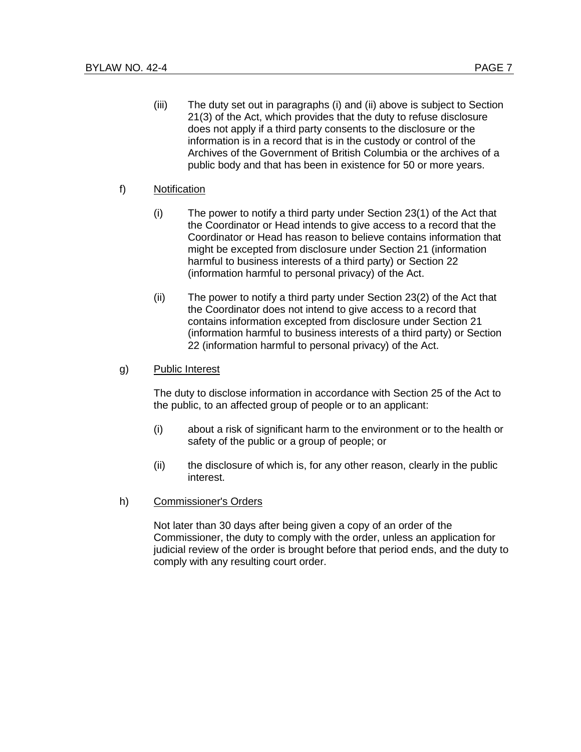(iii) The duty set out in paragraphs (i) and (ii) above is subject to Section 21(3) of the Act, which provides that the duty to refuse disclosure does not apply if a third party consents to the disclosure or the information is in a record that is in the custody or control of the Archives of the Government of British Columbia or the archives of a public body and that has been in existence for 50 or more years.

f) Notification

(i) The power to notify a third party under Section 23(1) of the Act that the Coordinator or Head intends to give access to a record that the Coordinator or Head has reason to believe contains information that might be excepted from disclosure under Section 21 (information harmful to business interests of a third party) or Section 22 (information harmful to personal privacy) of the Act.

(ii) The power to notify a third party under Section 23(2) of the Act that the Coordinator does not intend to give access to a record that contains information excepted from disclosure under Section 21 (information harmful to business interests of a third party) or Section 22 (information harmful to personal privacy) of the Act.

g) Public Interest

The duty to disclose information in accordance with Section 25 of the Act to the public, to an affected group of people or to an applicant:

(i) about a risk of significant harm to the environment or to the health or safety of the public or a group of people; or

(ii) the disclosure of which is, for any other reason, clearly in the public interest.

h) Commissioner's Orders

Not later than 30 days after being given a copy of an order of the Commissioner, the duty to comply with the order, unless an application for judicial review of the order is brought before that period ends, and the duty to comply with any resulting court order.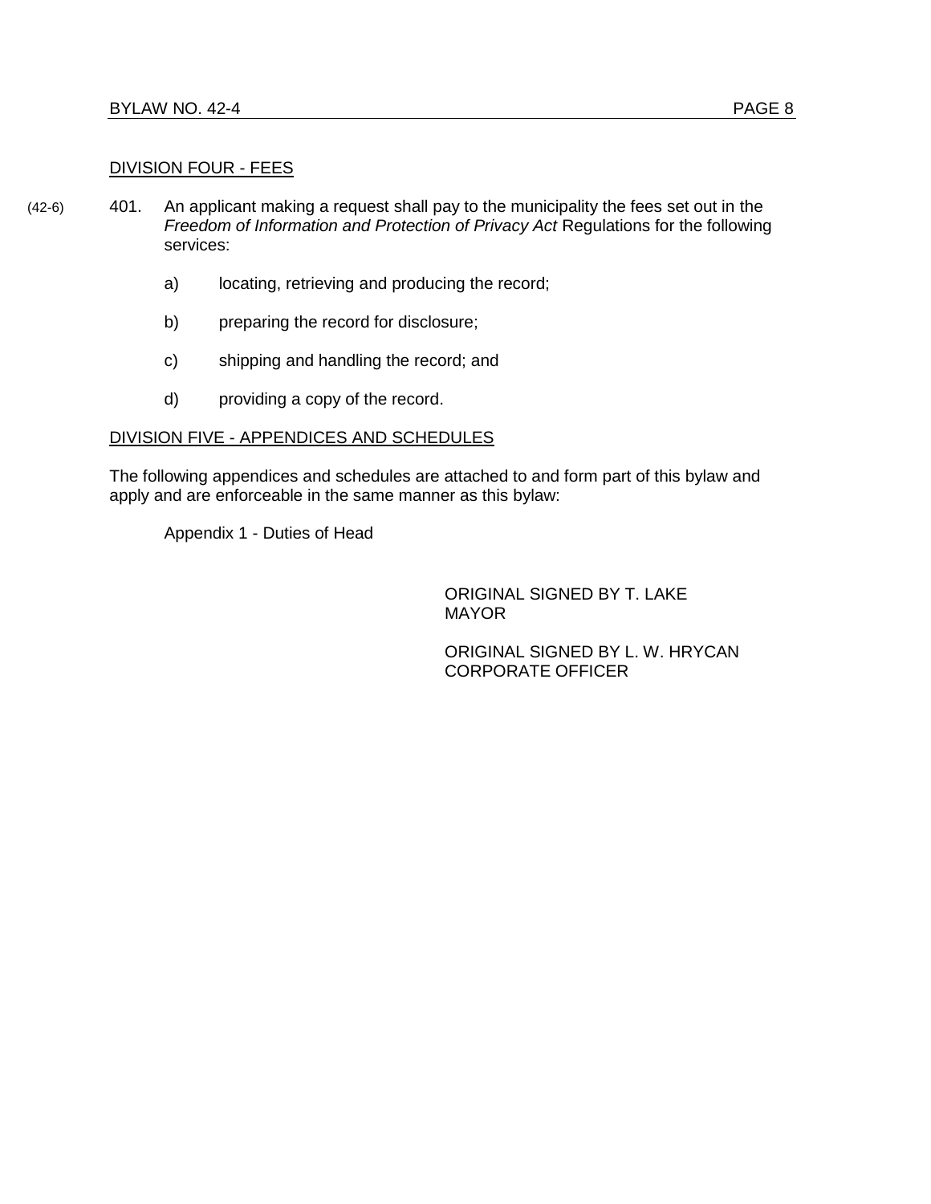DIVISION FOUR - FEES

(42-6) 401. An applicant making a request shall pay to the municipality the fees set out in the *Freedom of Information and Protection of Privacy Act* Regulations for the following services:

a) locating, retrieving and producing the record;

b) preparing the record for disclosure;

c) shipping and handling the record; and

d) providing a copy of the record.

DIVISION FIVE - APPENDICES AND SCHEDULES

The following appendices and schedules are attached to and form part of this bylaw and apply and are enforceable in the same manner as this bylaw:

Appendix 1 - Duties of Head

ORIGINAL SIGNED BY T. LAKE
MAYOR

ORIGINAL SIGNED BY L. W. HRYCAN
CORPORATE OFFICER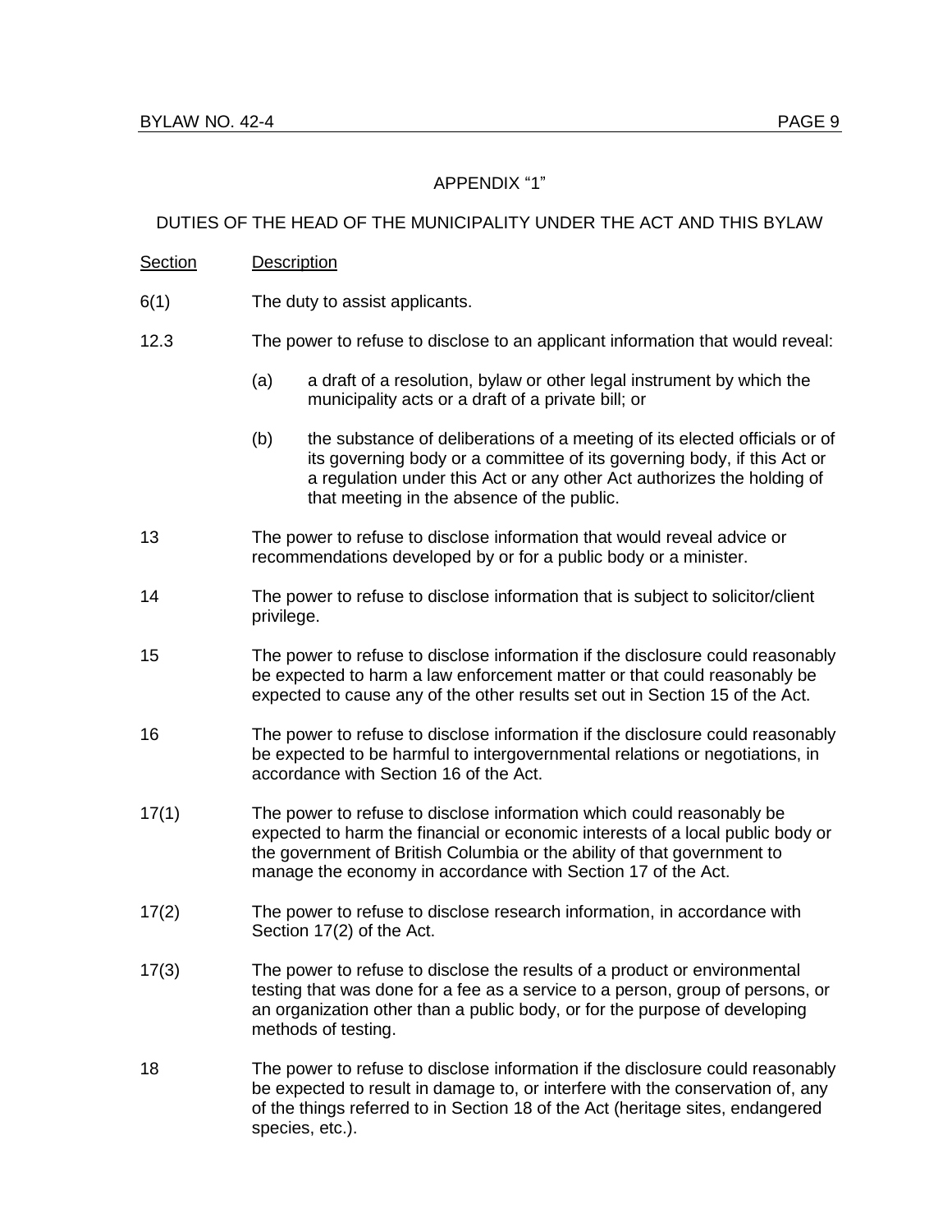## APPENDIX "1"

### DUTIES OF THE HEAD OF THE MUNICIPALITY UNDER THE ACT AND THIS BYLAW

| Section | Description |
|---|---|
| 6(1) | The duty to assist applicants. |
| 12.3 | The power to refuse to disclose to an applicant information that would reveal:<br>(a) a draft of a resolution, bylaw or other legal instrument by which the municipality acts or a draft of a private bill; or<br>(b) the substance of deliberations of a meeting of its elected officials or of its governing body or a committee of its governing body, if this Act or a regulation under this Act or any other Act authorizes the holding of that meeting in the absence of the public. |
| 13 | The power to refuse to disclose information that would reveal advice or recommendations developed by or for a public body or a minister. |
| 14 | The power to refuse to disclose information that is subject to solicitor/client privilege. |
| 15 | The power to refuse to disclose information if the disclosure could reasonably be expected to harm a law enforcement matter or that could reasonably be expected to cause any of the other results set out in Section 15 of the Act. |
| 16 | The power to refuse to disclose information if the disclosure could reasonably be expected to be harmful to intergovernmental relations or negotiations, in accordance with Section 16 of the Act. |
| 17(1) | The power to refuse to disclose information which could reasonably be expected to harm the financial or economic interests of a local public body or the government of British Columbia or the ability of that government to manage the economy in accordance with Section 17 of the Act. |
| 17(2) | The power to refuse to disclose research information, in accordance with Section 17(2) of the Act. |
| 17(3) | The power to refuse to disclose the results of a product or environmental testing that was done for a fee as a service to a person, group of persons, or an organization other than a public body, or for the purpose of developing methods of testing. |
| 18 | The power to refuse to disclose information if the disclosure could reasonably be expected to result in damage to, or interfere with the conservation of, any of the things referred to in Section 18 of the Act (heritage sites, endangered species, etc.). |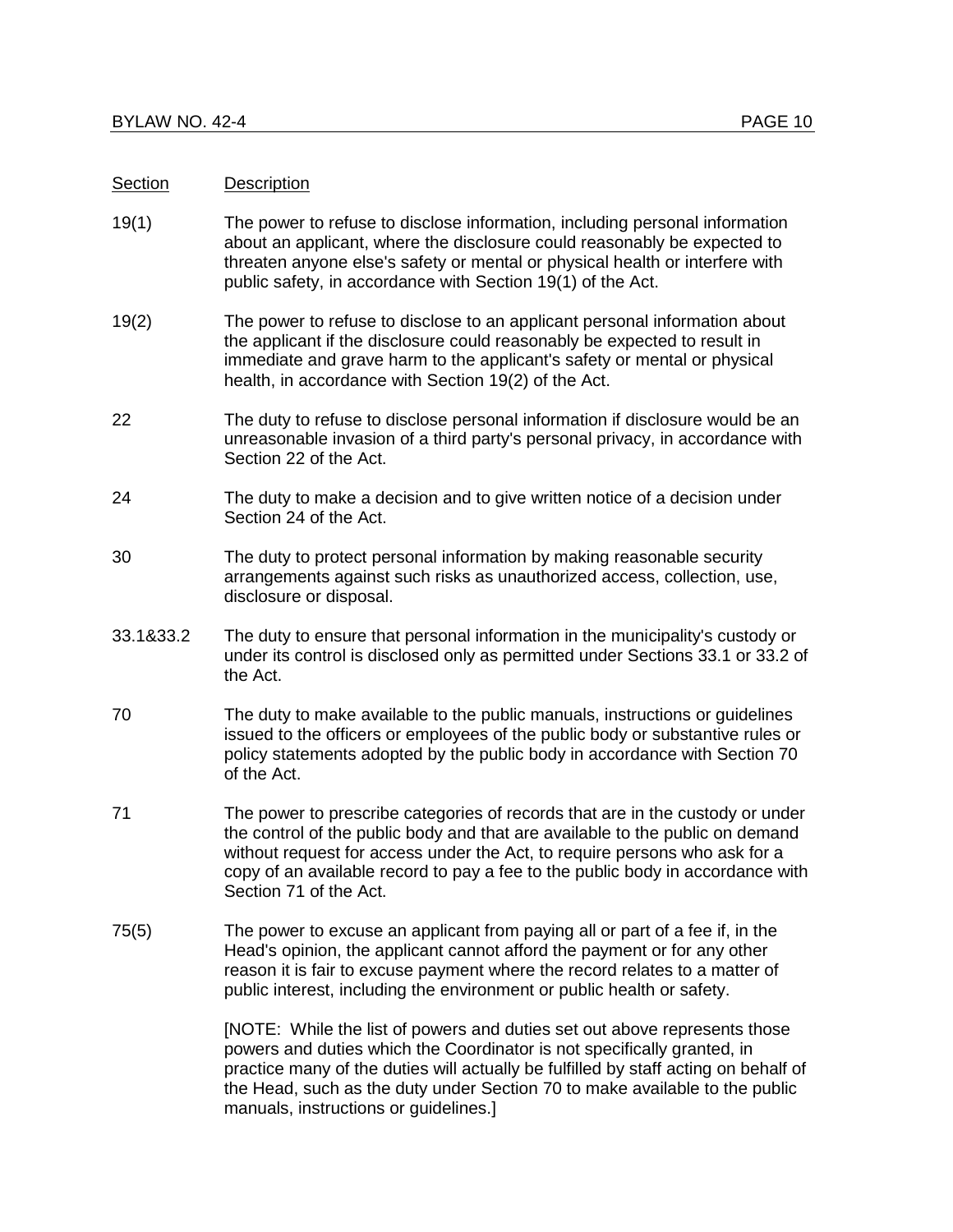| Section | Description |
|---|---|
| 19(1) | The power to refuse to disclose information, including personal information about an applicant, where the disclosure could reasonably be expected to threaten anyone else's safety or mental or physical health or interfere with public safety, in accordance with Section 19(1) of the Act. |
| 19(2) | The power to refuse to disclose to an applicant personal information about the applicant if the disclosure could reasonably be expected to result in immediate and grave harm to the applicant's safety or mental or physical health, in accordance with Section 19(2) of the Act. |
| 22 | The duty to refuse to disclose personal information if disclosure would be an unreasonable invasion of a third party's personal privacy, in accordance with Section 22 of the Act. |
| 24 | The duty to make a decision and to give written notice of a decision under Section 24 of the Act. |
| 30 | The duty to protect personal information by making reasonable security arrangements against such risks as unauthorized access, collection, use, disclosure or disposal. |
| 33.1&33.2 | The duty to ensure that personal information in the municipality's custody or under its control is disclosed only as permitted under Sections 33.1 or 33.2 of the Act. |
| 70 | The duty to make available to the public manuals, instructions or guidelines issued to the officers or employees of the public body or substantive rules or policy statements adopted by the public body in accordance with Section 70 of the Act. |
| 71 | The power to prescribe categories of records that are in the custody or under the control of the public body and that are available to the public on demand without request for access under the Act, to require persons who ask for a copy of an available record to pay a fee to the public body in accordance with Section 71 of the Act. |
| 75(5) | The power to excuse an applicant from paying all or part of a fee if, in the Head's opinion, the applicant cannot afford the payment or for any other reason it is fair to excuse payment where the record relates to a matter of public interest, including the environment or public health or safety. |

[NOTE: While the list of powers and duties set out above represents those powers and duties which the Coordinator is not specifically granted, in practice many of the duties will actually be fulfilled by staff acting on behalf of the Head, such as the duty under Section 70 to make available to the public manuals, instructions or guidelines.]